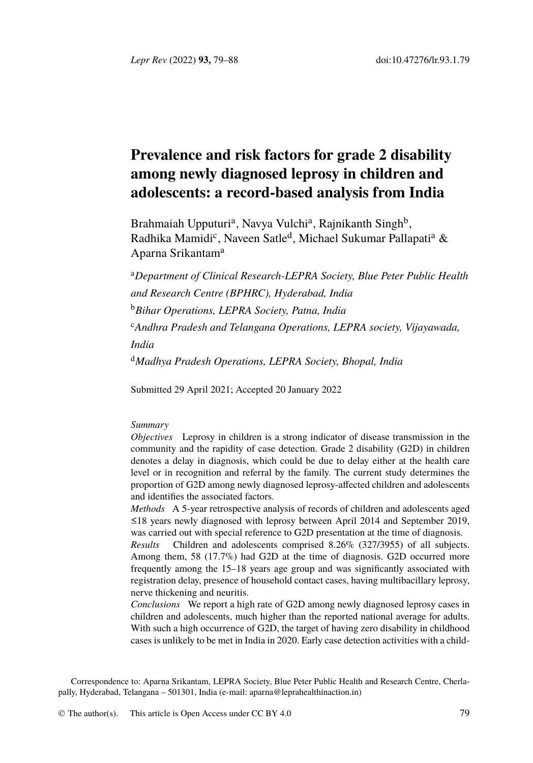# Prevalence and risk factors for grade 2 disability among newly diagnosed leprosy in children and adolescents: a record-based analysis from India

Brahmaiah Upputuri[a], Navya Vulchi[a], Rajnikanth Singh[b], Radhika Mamidi[c], Naveen Satle[d], Michael Sukumar Pallapati[a] & Aparna Srikantam[a]

[a]*Department of Clinical Research-LEPRA Society, Blue Peter Public Health and Research Centre (BPHRC), Hyderabad, India*

[b]*Bihar Operations, LEPRA Society, Patna, India*

[c]*Andhra Pradesh and Telangana Operations, LEPRA society, Vijayawada, India*

[d]*Madhya Pradesh Operations, LEPRA Society, Bhopal, India*

Submitted 29 April 2021; Accepted 20 January 2022

*Summary*

*Objectives* Leprosy in children is a strong indicator of disease transmission in the community and the rapidity of case detection. Grade 2 disability (G2D) in children denotes a delay in diagnosis, which could be due to delay either at the health care level or in recognition and referral by the family. The current study determines the proportion of G2D among newly diagnosed leprosy-affected children and adolescents and identifies the associated factors.

*Methods* A 5-year retrospective analysis of records of children and adolescents aged ≤18 years newly diagnosed with leprosy between April 2014 and September 2019, was carried out with special reference to G2D presentation at the time of diagnosis.

*Results* Children and adolescents comprised 8.26% (327/3955) of all subjects. Among them, 58 (17.7%) had G2D at the time of diagnosis. G2D occurred more frequently among the 15–18 years age group and was significantly associated with registration delay, presence of household contact cases, having multibacillary leprosy, nerve thickening and neuritis.

*Conclusions* We report a high rate of G2D among newly diagnosed leprosy cases in children and adolescents, much higher than the reported national average for adults. With such a high occurrence of G2D, the target of having zero disability in childhood cases is unlikely to be met in India in 2020. Early case detection activities with a child-

Correspondence to: Aparna Srikantam, LEPRA Society, Blue Peter Public Health and Research Centre, Cherlapally, Hyderabad, Telangana – 501301, India (e-mail: aparna@leprahealthinaction.in)

© The author(s). This article is Open Access under CC BY 4.0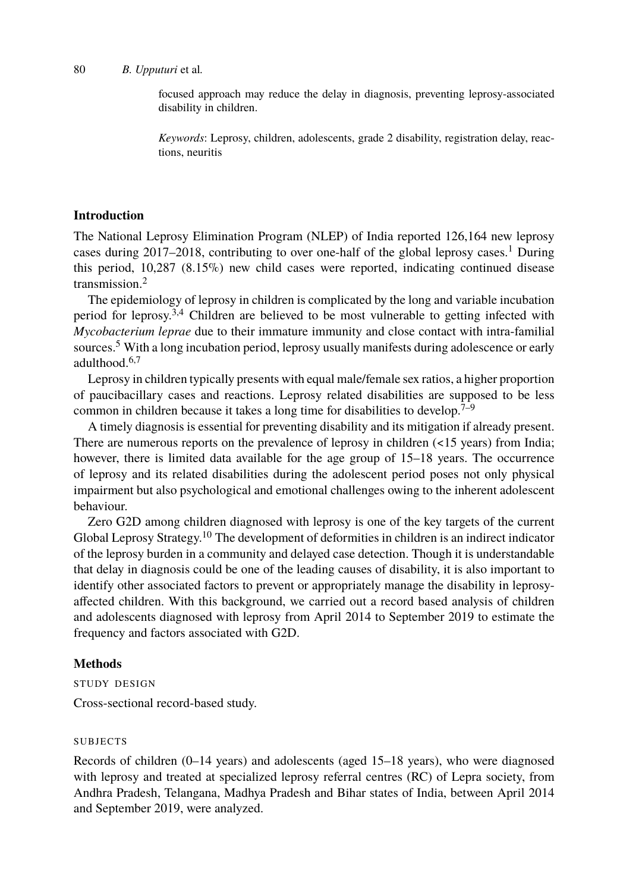focused approach may reduce the delay in diagnosis, preventing leprosy-associated disability in children.

*Keywords*: Leprosy, children, adolescents, grade 2 disability, registration delay, reactions, neuritis

## Introduction

The National Leprosy Elimination Program (NLEP) of India reported 126,164 new leprosy cases during 2017–2018, contributing to over one-half of the global leprosy cases.[1] During this period, 10,287 (8.15%) new child cases were reported, indicating continued disease transmission.[2]

The epidemiology of leprosy in children is complicated by the long and variable incubation period for leprosy.[3,4] Children are believed to be most vulnerable to getting infected with *Mycobacterium leprae* due to their immature immunity and close contact with intra-familial sources.[5] With a long incubation period, leprosy usually manifests during adolescence or early adulthood.[6,7]

Leprosy in children typically presents with equal male/female sex ratios, a higher proportion of paucibacillary cases and reactions. Leprosy related disabilities are supposed to be less common in children because it takes a long time for disabilities to develop.[7–9]

A timely diagnosis is essential for preventing disability and its mitigation if already present. There are numerous reports on the prevalence of leprosy in children (<15 years) from India; however, there is limited data available for the age group of 15–18 years. The occurrence of leprosy and its related disabilities during the adolescent period poses not only physical impairment but also psychological and emotional challenges owing to the inherent adolescent behaviour.

Zero G2D among children diagnosed with leprosy is one of the key targets of the current Global Leprosy Strategy.[10] The development of deformities in children is an indirect indicator of the leprosy burden in a community and delayed case detection. Though it is understandable that delay in diagnosis could be one of the leading causes of disability, it is also important to identify other associated factors to prevent or appropriately manage the disability in leprosy-affected children. With this background, we carried out a record based analysis of children and adolescents diagnosed with leprosy from April 2014 to September 2019 to estimate the frequency and factors associated with G2D.

## Methods

### Study design

Cross-sectional record-based study.

### Subjects

Records of children (0–14 years) and adolescents (aged 15–18 years), who were diagnosed with leprosy and treated at specialized leprosy referral centres (RC) of Lepra society, from Andhra Pradesh, Telangana, Madhya Pradesh and Bihar states of India, between April 2014 and September 2019, were analyzed.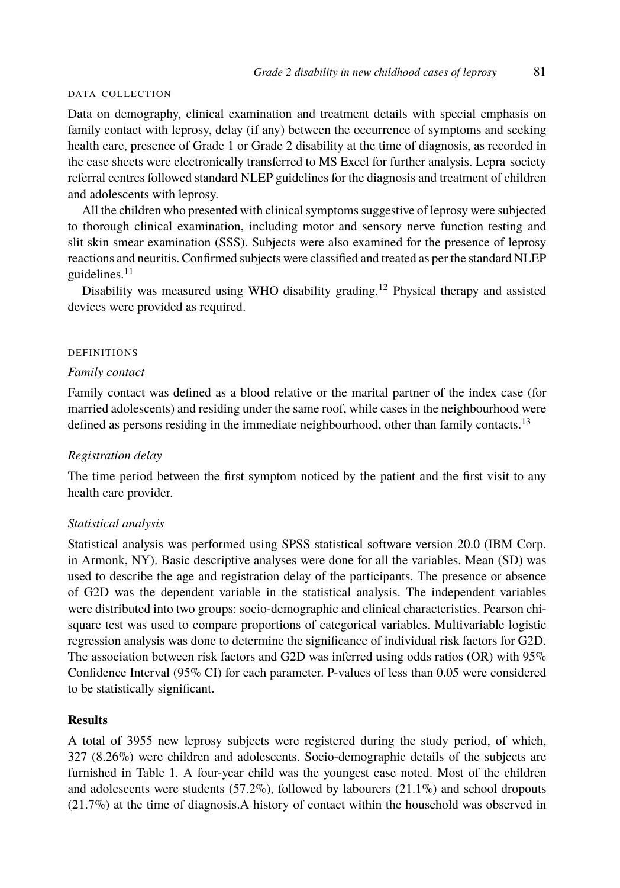### DATA COLLECTION

Data on demography, clinical examination and treatment details with special emphasis on family contact with leprosy, delay (if any) between the occurrence of symptoms and seeking health care, presence of Grade 1 or Grade 2 disability at the time of diagnosis, as recorded in the case sheets were electronically transferred to MS Excel for further analysis. Lepra society referral centres followed standard NLEP guidelines for the diagnosis and treatment of children and adolescents with leprosy.

All the children who presented with clinical symptoms suggestive of leprosy were subjected to thorough clinical examination, including motor and sensory nerve function testing and slit skin smear examination (SSS). Subjects were also examined for the presence of leprosy reactions and neuritis. Confirmed subjects were classified and treated as per the standard NLEP guidelines.[11]

Disability was measured using WHO disability grading.[12] Physical therapy and assisted devices were provided as required.

### DEFINITIONS

#### *Family contact*

Family contact was defined as a blood relative or the marital partner of the index case (for married adolescents) and residing under the same roof, while cases in the neighbourhood were defined as persons residing in the immediate neighbourhood, other than family contacts.[13]

#### *Registration delay*

The time period between the first symptom noticed by the patient and the first visit to any health care provider.

#### *Statistical analysis*

Statistical analysis was performed using SPSS statistical software version 20.0 (IBM Corp. in Armonk, NY). Basic descriptive analyses were done for all the variables. Mean (SD) was used to describe the age and registration delay of the participants. The presence or absence of G2D was the dependent variable in the statistical analysis. The independent variables were distributed into two groups: socio-demographic and clinical characteristics. Pearson chi-square test was used to compare proportions of categorical variables. Multivariable logistic regression analysis was done to determine the significance of individual risk factors for G2D. The association between risk factors and G2D was inferred using odds ratios (OR) with 95% Confidence Interval (95% CI) for each parameter. P-values of less than 0.05 were considered to be statistically significant.

## Results

A total of 3955 new leprosy subjects were registered during the study period, of which, 327 (8.26%) were children and adolescents. Socio-demographic details of the subjects are furnished in Table 1. A four-year child was the youngest case noted. Most of the children and adolescents were students (57.2%), followed by labourers (21.1%) and school dropouts (21.7%) at the time of diagnosis.A history of contact within the household was observed in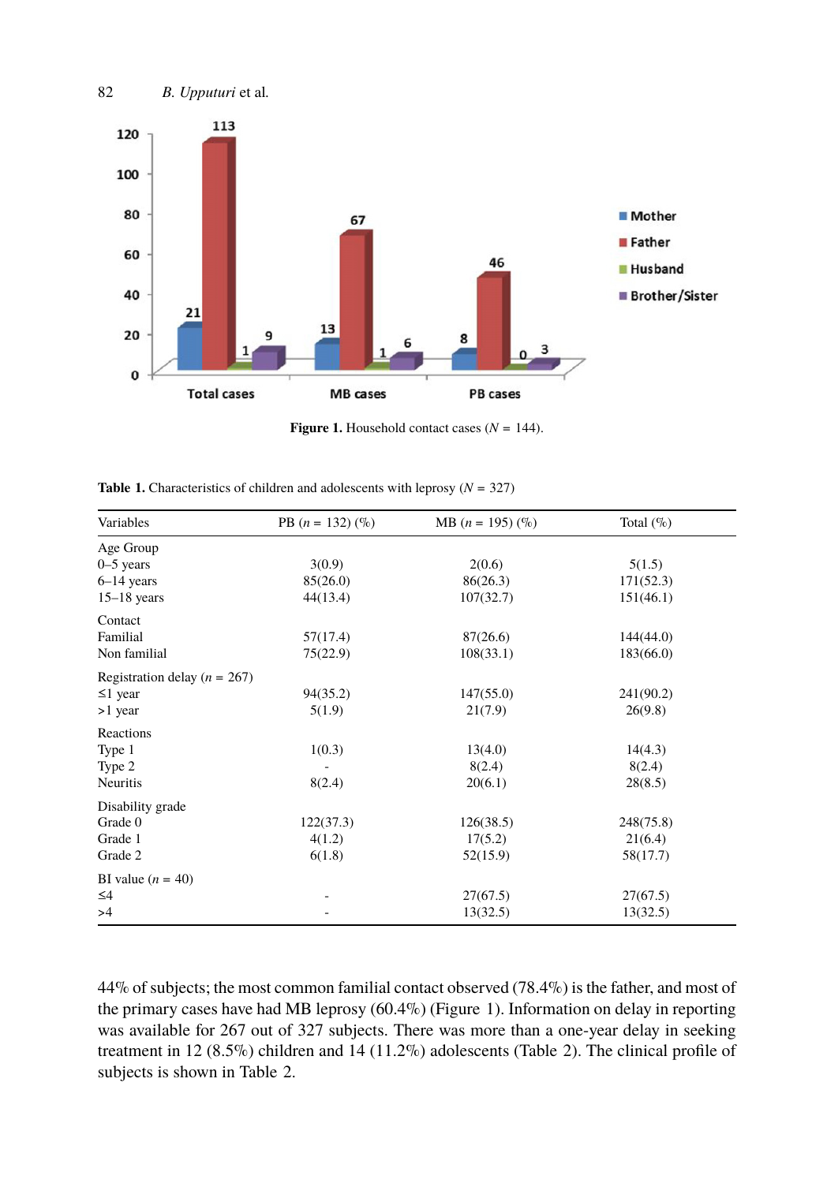**Figure 1.** Household contact cases ($N$ = 144).

**Table 1.** Characteristics of children and adolescents with leprosy ($N$ = 327)

| Variables | PB ($n$ = 132) (%) | MB ($n$ = 195) (%) | Total (%) |
|---|---|---|---|
| Age Group | | | |
| 0–5 years | 3(0.9) | 2(0.6) | 5(1.5) |
| 6–14 years | 85(26.0) | 86(26.3) | 171(52.3) |
| 15–18 years | 44(13.4) | 107(32.7) | 151(46.1) |
| Contact | | | |
| Familial | 57(17.4) | 87(26.6) | 144(44.0) |
| Non familial | 75(22.9) | 108(33.1) | 183(66.0) |
| Registration delay ($n$ = 267) | | | |
| ≤1 year | 94(35.2) | 147(55.0) | 241(90.2) |
| >1 year | 5(1.9) | 21(7.9) | 26(9.8) |
| Reactions | | | |
| Type 1 | 1(0.3) | 13(4.0) | 14(4.3) |
| Type 2 | - | 8(2.4) | 8(2.4) |
| Neuritis | 8(2.4) | 20(6.1) | 28(8.5) |
| Disability grade | | | |
| Grade 0 | 122(37.3) | 126(38.5) | 248(75.8) |
| Grade 1 | 4(1.2) | 17(5.2) | 21(6.4) |
| Grade 2 | 6(1.8) | 52(15.9) | 58(17.7) |
| BI value ($n$ = 40) | | | |
| ≤4 | - | 27(67.5) | 27(67.5) |
| >4 | - | 13(32.5) | 13(32.5) |

44% of subjects; the most common familial contact observed (78.4%) is the father, and most of the primary cases have had MB leprosy (60.4%) (Figure 1). Information on delay in reporting was available for 267 out of 327 subjects. There was more than a one-year delay in seeking treatment in 12 (8.5%) children and 14 (11.2%) adolescents (Table 2). The clinical profile of subjects is shown in Table 2.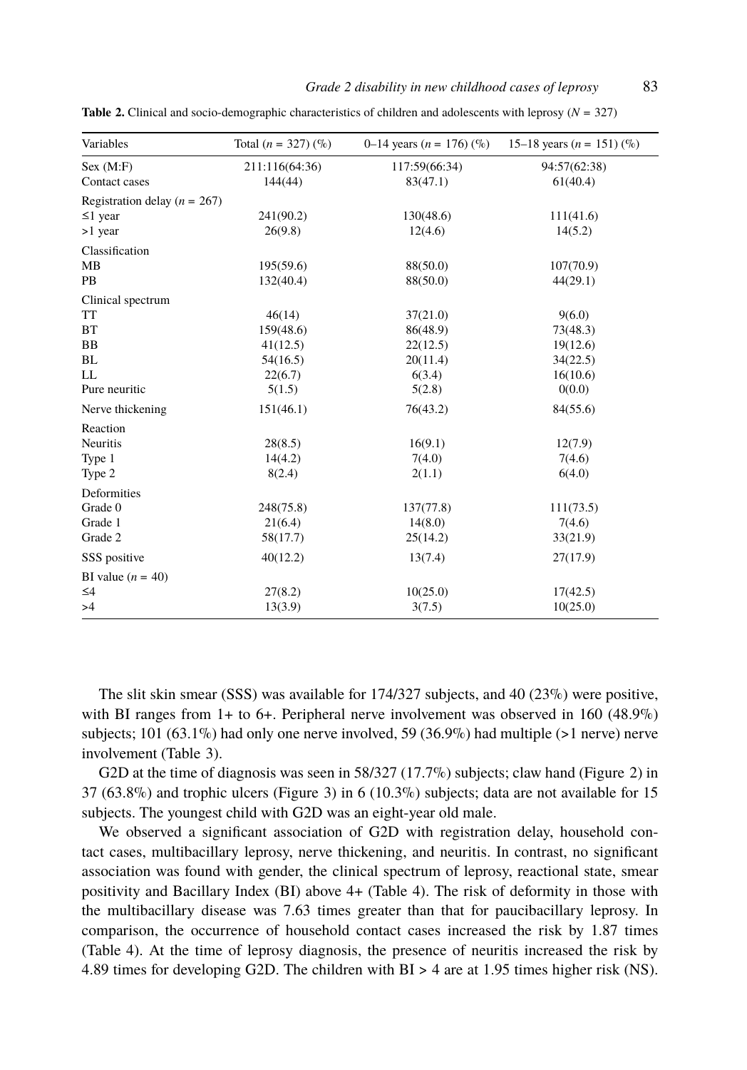**Table 2.** Clinical and socio-demographic characteristics of children and adolescents with leprosy ($N$ = 327)

| Variables | Total ($n$ = 327) (%) | 0–14 years ($n$ = 176) (%) | 15–18 years ($n$ = 151) (%) |
|---|---|---|---|
| Sex (M:F) | 211:116(64:36) | 117:59(66:34) | 94:57(62:38) |
| Contact cases | 144(44) | 83(47.1) | 61(40.4) |
| Registration delay ($n$ = 267) | | | |
| ≤1 year | 241(90.2) | 130(48.6) | 111(41.6) |
| >1 year | 26(9.8) | 12(4.6) | 14(5.2) |
| Classification | | | |
| MB | 195(59.6) | 88(50.0) | 107(70.9) |
| PB | 132(40.4) | 88(50.0) | 44(29.1) |
| Clinical spectrum | | | |
| TT | 46(14) | 37(21.0) | 9(6.0) |
| BT | 159(48.6) | 86(48.9) | 73(48.3) |
| BB | 41(12.5) | 22(12.5) | 19(12.6) |
| BL | 54(16.5) | 20(11.4) | 34(22.5) |
| LL | 22(6.7) | 6(3.4) | 16(10.6) |
| Pure neuritic | 5(1.5) | 5(2.8) | 0(0.0) |
| Nerve thickening | 151(46.1) | 76(43.2) | 84(55.6) |
| Reaction | | | |
| Neuritis | 28(8.5) | 16(9.1) | 12(7.9) |
| Type 1 | 14(4.2) | 7(4.0) | 7(4.6) |
| Type 2 | 8(2.4) | 2(1.1) | 6(4.0) |
| Deformities | | | |
| Grade 0 | 248(75.8) | 137(77.8) | 111(73.5) |
| Grade 1 | 21(6.4) | 14(8.0) | 7(4.6) |
| Grade 2 | 58(17.7) | 25(14.2) | 33(21.9) |
| SSS positive | 40(12.2) | 13(7.4) | 27(17.9) |
| BI value ($n$ = 40) | | | |
| ≤4 | 27(8.2) | 10(25.0) | 17(42.5) |
| >4 | 13(3.9) | 3(7.5) | 10(25.0) |

The slit skin smear (SSS) was available for 174/327 subjects, and 40 (23%) were positive, with BI ranges from 1+ to 6+. Peripheral nerve involvement was observed in 160 (48.9%) subjects; 101 (63.1%) had only one nerve involved, 59 (36.9%) had multiple (>1 nerve) nerve involvement (Table 3).

G2D at the time of diagnosis was seen in 58/327 (17.7%) subjects; claw hand (Figure 2) in 37 (63.8%) and trophic ulcers (Figure 3) in 6 (10.3%) subjects; data are not available for 15 subjects. The youngest child with G2D was an eight-year old male.

We observed a significant association of G2D with registration delay, household contact cases, multibacillary leprosy, nerve thickening, and neuritis. In contrast, no significant association was found with gender, the clinical spectrum of leprosy, reactional state, smear positivity and Bacillary Index (BI) above 4+ (Table 4). The risk of deformity in those with the multibacillary disease was 7.63 times greater than that for paucibacillary leprosy. In comparison, the occurrence of household contact cases increased the risk by 1.87 times (Table 4). At the time of leprosy diagnosis, the presence of neuritis increased the risk by 4.89 times for developing G2D. The children with BI > 4 are at 1.95 times higher risk (NS).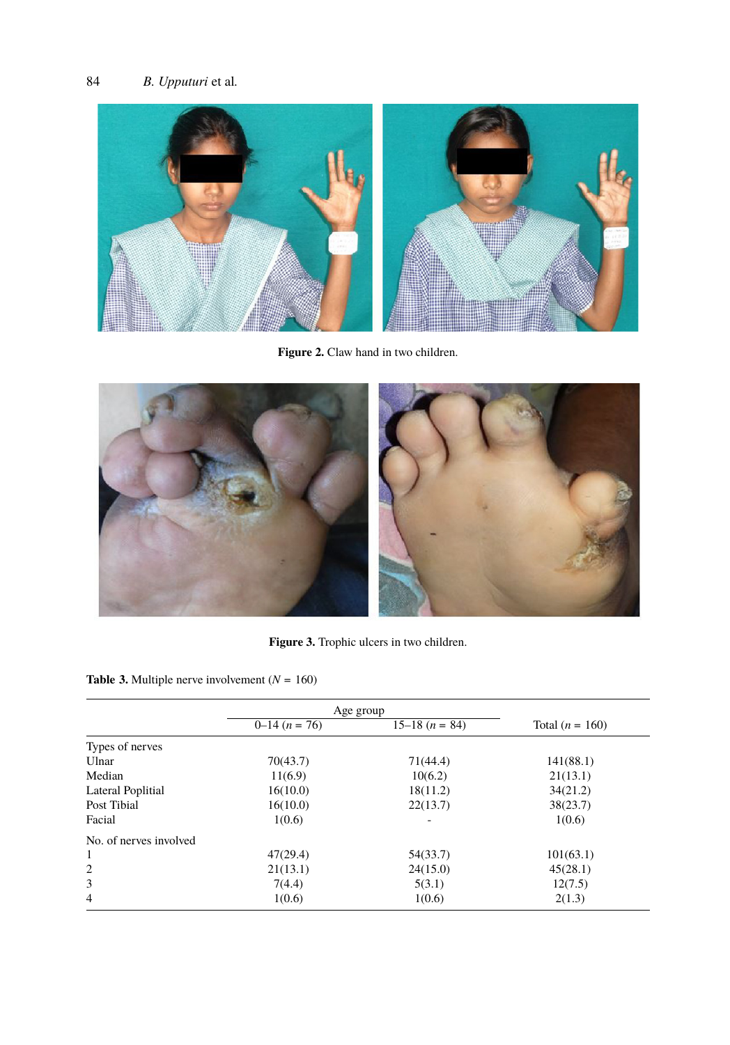Figure 2. Claw hand in two children.

Figure 3. Trophic ulcers in two children.

**Table 3.** Multiple nerve involvement ($N$ = 160)

| | Age group | | Total ($n$ = 160) |
|---|---|---|---|
| | 0–14 ($n$ = 76) | 15–18 ($n$ = 84) | |
| Types of nerves | | | |
| Ulnar | 70(43.7) | 71(44.4) | 141(88.1) |
| Median | 11(6.9) | 10(6.2) | 21(13.1) |
| Lateral Poplitial | 16(10.0) | 18(11.2) | 34(21.2) |
| Post Tibial | 16(10.0) | 22(13.7) | 38(23.7) |
| Facial | 1(0.6) | - | 1(0.6) |
| No. of nerves involved | | | |
| 1 | 47(29.4) | 54(33.7) | 101(63.1) |
| 2 | 21(13.1) | 24(15.0) | 45(28.1) |
| 3 | 7(4.4) | 5(3.1) | 12(7.5) |
| 4 | 1(0.6) | 1(0.6) | 2(1.3) |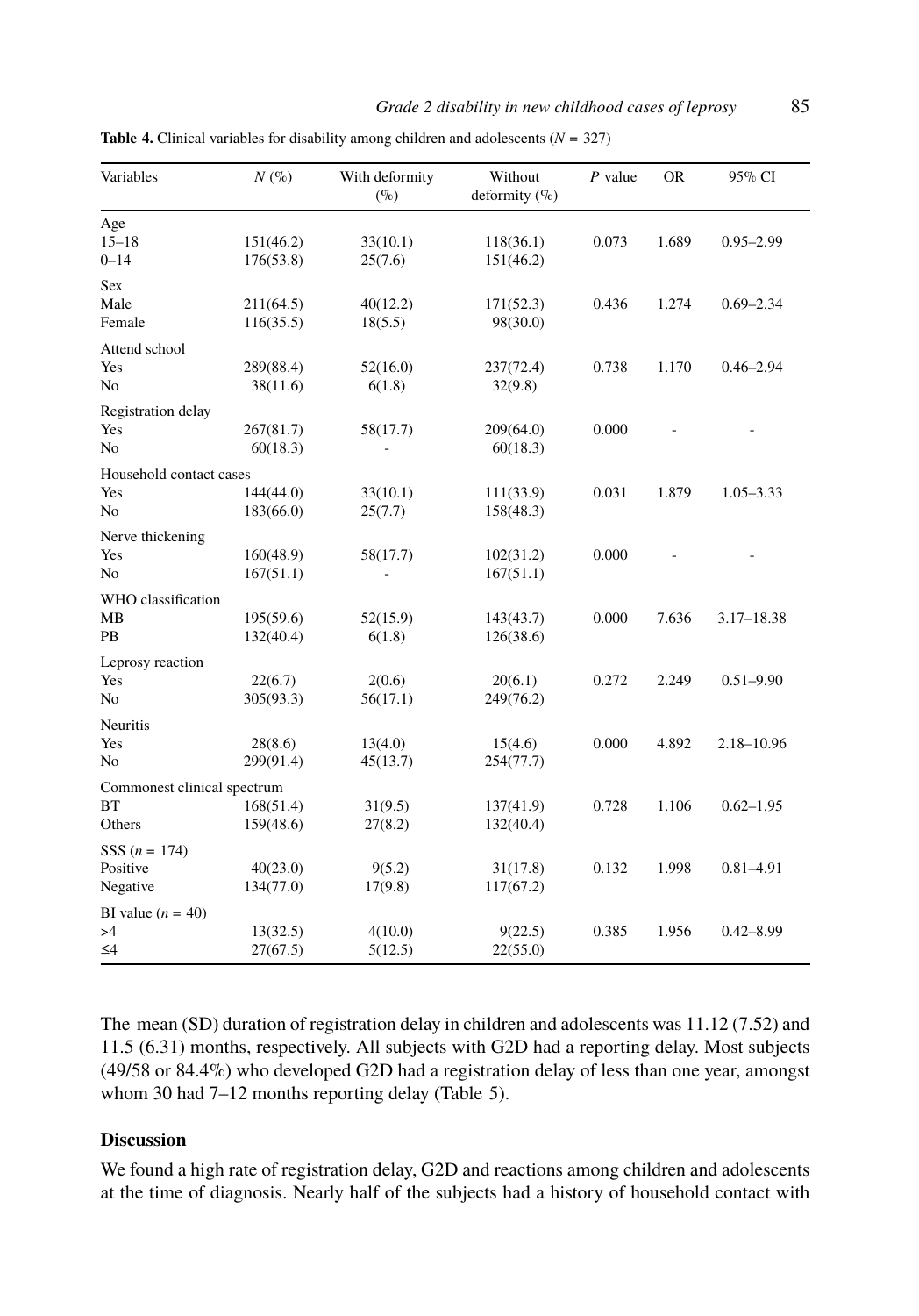**Table 4.** Clinical variables for disability among children and adolescents ($N$ = 327)

| Variables | $N$ (%) | With deformity (%) | Without deformity (%) | $P$ value | OR | 95% CI |
|---|---|---|---|---|---|---|
| Age | | | | | | |
| 15–18 | 151(46.2) | 33(10.1) | 118(36.1) | 0.073 | 1.689 | 0.95–2.99 |
| 0–14 | 176(53.8) | 25(7.6) | 151(46.2) | | | |
| Sex | | | | | | |
| Male | 211(64.5) | 40(12.2) | 171(52.3) | 0.436 | 1.274 | 0.69–2.34 |
| Female | 116(35.5) | 18(5.5) | 98(30.0) | | | |
| Attend school | | | | | | |
| Yes | 289(88.4) | 52(16.0) | 237(72.4) | 0.738 | 1.170 | 0.46–2.94 |
| No | 38(11.6) | 6(1.8) | 32(9.8) | | | |
| Registration delay | | | | | | |
| Yes | 267(81.7) | 58(17.7) | 209(64.0) | 0.000 | - | - |
| No | 60(18.3) | - | 60(18.3) | | | |
| Household contact cases | | | | | | |
| Yes | 144(44.0) | 33(10.1) | 111(33.9) | 0.031 | 1.879 | 1.05–3.33 |
| No | 183(66.0) | 25(7.7) | 158(48.3) | | | |
| Nerve thickening | | | | | | |
| Yes | 160(48.9) | 58(17.7) | 102(31.2) | 0.000 | - | - |
| No | 167(51.1) | - | 167(51.1) | | | |
| WHO classification | | | | | | |
| MB | 195(59.6) | 52(15.9) | 143(43.7) | 0.000 | 7.636 | 3.17–18.38 |
| PB | 132(40.4) | 6(1.8) | 126(38.6) | | | |
| Leprosy reaction | | | | | | |
| Yes | 22(6.7) | 2(0.6) | 20(6.1) | 0.272 | 2.249 | 0.51–9.90 |
| No | 305(93.3) | 56(17.1) | 249(76.2) | | | |
| Neuritis | | | | | | |
| Yes | 28(8.6) | 13(4.0) | 15(4.6) | 0.000 | 4.892 | 2.18–10.96 |
| No | 299(91.4) | 45(13.7) | 254(77.7) | | | |
| Commonest clinical spectrum | | | | | | |
| BT | 168(51.4) | 31(9.5) | 137(41.9) | 0.728 | 1.106 | 0.62–1.95 |
| Others | 159(48.6) | 27(8.2) | 132(40.4) | | | |
| SSS ($n$ = 174) | | | | | | |
| Positive | 40(23.0) | 9(5.2) | 31(17.8) | 0.132 | 1.998 | 0.81–4.91 |
| Negative | 134(77.0) | 17(9.8) | 117(67.2) | | | |
| BI value ($n$ = 40) | | | | | | |
| >4 | 13(32.5) | 4(10.0) | 9(22.5) | 0.385 | 1.956 | 0.42–8.99 |
| ≤4 | 27(67.5) | 5(12.5) | 22(55.0) | | | |

The mean (SD) duration of registration delay in children and adolescents was 11.12 (7.52) and 11.5 (6.31) months, respectively. All subjects with G2D had a reporting delay. Most subjects (49/58 or 84.4%) who developed G2D had a registration delay of less than one year, amongst whom 30 had 7–12 months reporting delay (Table 5).

## Discussion

We found a high rate of registration delay, G2D and reactions among children and adolescents at the time of diagnosis. Nearly half of the subjects had a history of household contact with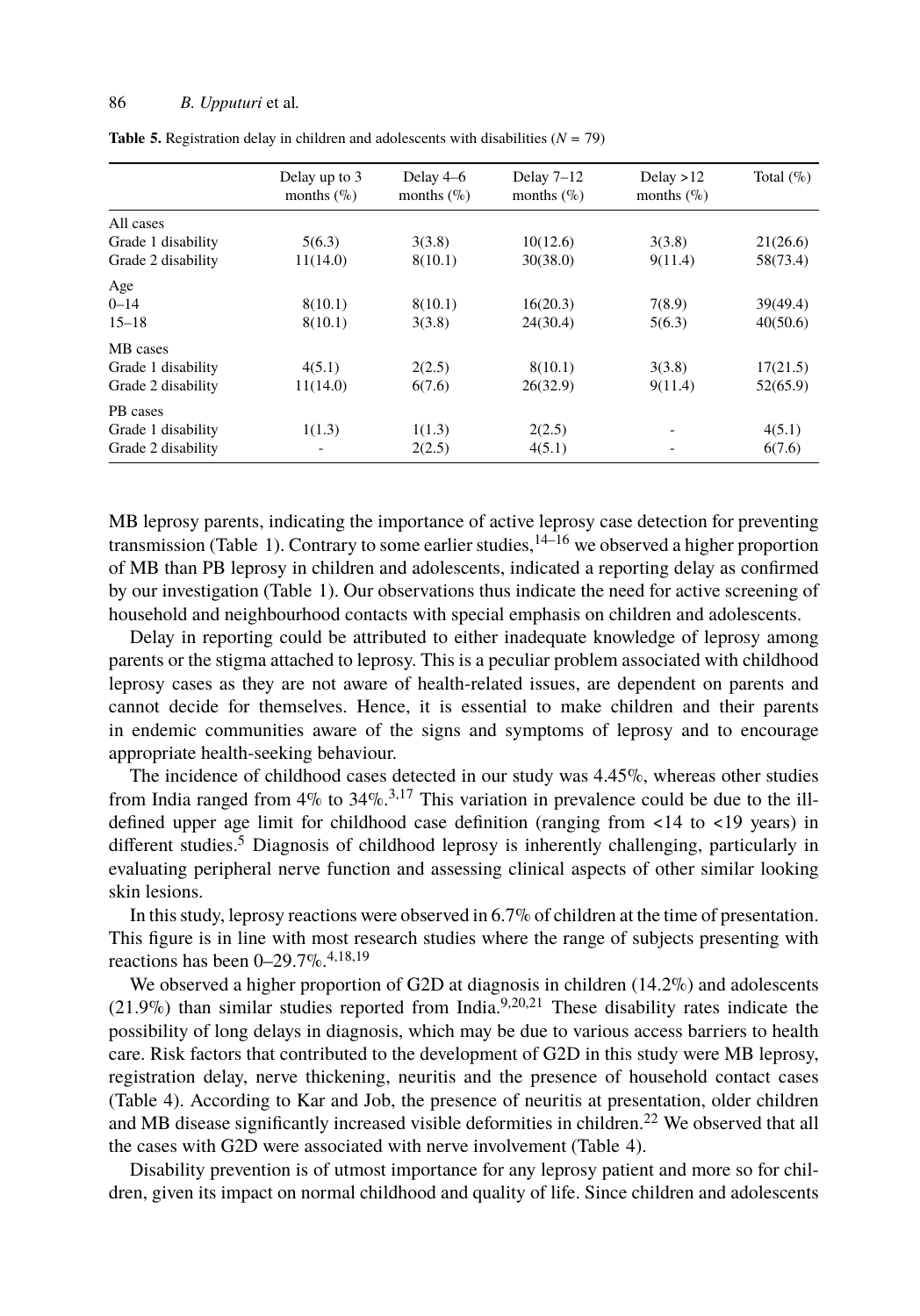**Table 5.** Registration delay in children and adolescents with disabilities ($N$ = 79)

| | Delay up to 3 months (%) | Delay 4–6 months (%) | Delay 7–12 months (%) | Delay >12 months (%) | Total (%) |
|---|---|---|---|---|---|
| All cases | | | | | |
| Grade 1 disability | 5(6.3) | 3(3.8) | 10(12.6) | 3(3.8) | 21(26.6) |
| Grade 2 disability | 11(14.0) | 8(10.1) | 30(38.0) | 9(11.4) | 58(73.4) |
| Age | | | | | |
| 0–14 | 8(10.1) | 8(10.1) | 16(20.3) | 7(8.9) | 39(49.4) |
| 15–18 | 8(10.1) | 3(3.8) | 24(30.4) | 5(6.3) | 40(50.6) |
| MB cases | | | | | |
| Grade 1 disability | 4(5.1) | 2(2.5) | 8(10.1) | 3(3.8) | 17(21.5) |
| Grade 2 disability | 11(14.0) | 6(7.6) | 26(32.9) | 9(11.4) | 52(65.9) |
| PB cases | | | | | |
| Grade 1 disability | 1(1.3) | 1(1.3) | 2(2.5) | - | 4(5.1) |
| Grade 2 disability | - | 2(2.5) | 4(5.1) | - | 6(7.6) |

MB leprosy parents, indicating the importance of active leprosy case detection for preventing transmission (Table 1). Contrary to some earlier studies,[14–16] we observed a higher proportion of MB than PB leprosy in children and adolescents, indicated a reporting delay as confirmed by our investigation (Table 1). Our observations thus indicate the need for active screening of household and neighbourhood contacts with special emphasis on children and adolescents.

Delay in reporting could be attributed to either inadequate knowledge of leprosy among parents or the stigma attached to leprosy. This is a peculiar problem associated with childhood leprosy cases as they are not aware of health-related issues, are dependent on parents and cannot decide for themselves. Hence, it is essential to make children and their parents in endemic communities aware of the signs and symptoms of leprosy and to encourage appropriate health-seeking behaviour.

The incidence of childhood cases detected in our study was 4.45%, whereas other studies from India ranged from 4% to 34%.[3,17] This variation in prevalence could be due to the ill-defined upper age limit for childhood case definition (ranging from <14 to <19 years) in different studies.[5] Diagnosis of childhood leprosy is inherently challenging, particularly in evaluating peripheral nerve function and assessing clinical aspects of other similar looking skin lesions.

In this study, leprosy reactions were observed in 6.7% of children at the time of presentation. This figure is in line with most research studies where the range of subjects presenting with reactions has been 0–29.7%.[4,18,19]

We observed a higher proportion of G2D at diagnosis in children (14.2%) and adolescents (21.9%) than similar studies reported from India.[9,20,21] These disability rates indicate the possibility of long delays in diagnosis, which may be due to various access barriers to health care. Risk factors that contributed to the development of G2D in this study were MB leprosy, registration delay, nerve thickening, neuritis and the presence of household contact cases (Table 4). According to Kar and Job, the presence of neuritis at presentation, older children and MB disease significantly increased visible deformities in children.[22] We observed that all the cases with G2D were associated with nerve involvement (Table 4).

Disability prevention is of utmost importance for any leprosy patient and more so for children, given its impact on normal childhood and quality of life. Since children and adolescents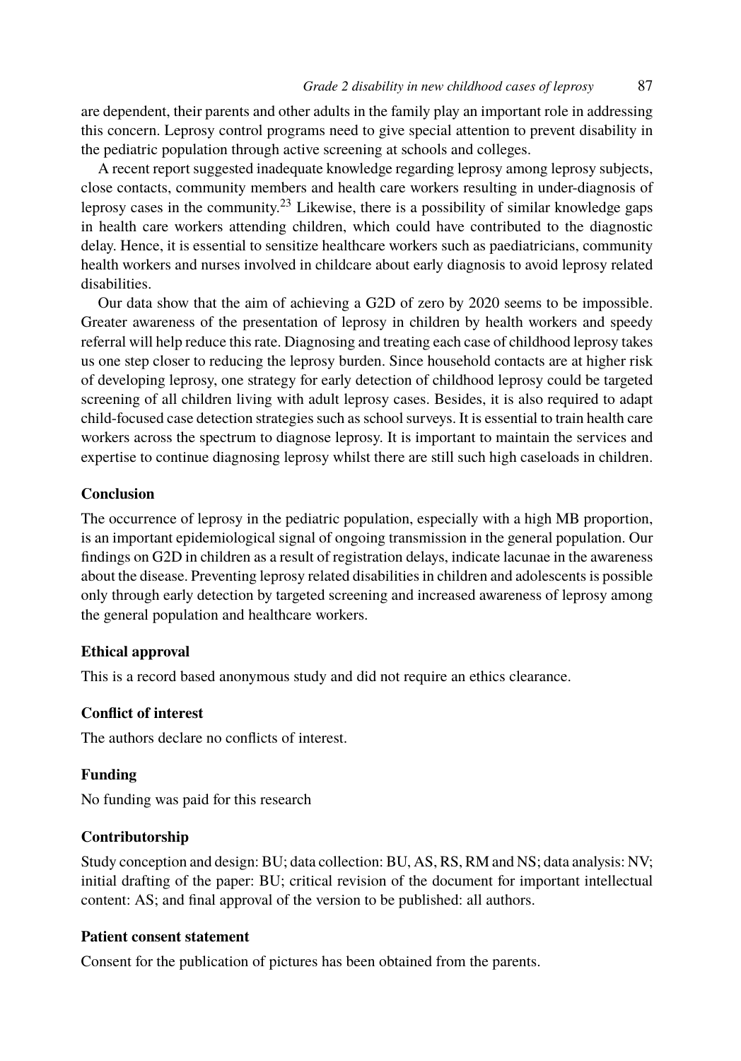are dependent, their parents and other adults in the family play an important role in addressing this concern. Leprosy control programs need to give special attention to prevent disability in the pediatric population through active screening at schools and colleges.

A recent report suggested inadequate knowledge regarding leprosy among leprosy subjects, close contacts, community members and health care workers resulting in under-diagnosis of leprosy cases in the community.[23] Likewise, there is a possibility of similar knowledge gaps in health care workers attending children, which could have contributed to the diagnostic delay. Hence, it is essential to sensitize healthcare workers such as paediatricians, community health workers and nurses involved in childcare about early diagnosis to avoid leprosy related disabilities.

Our data show that the aim of achieving a G2D of zero by 2020 seems to be impossible. Greater awareness of the presentation of leprosy in children by health workers and speedy referral will help reduce this rate. Diagnosing and treating each case of childhood leprosy takes us one step closer to reducing the leprosy burden. Since household contacts are at higher risk of developing leprosy, one strategy for early detection of childhood leprosy could be targeted screening of all children living with adult leprosy cases. Besides, it is also required to adapt child-focused case detection strategies such as school surveys. It is essential to train health care workers across the spectrum to diagnose leprosy. It is important to maintain the services and expertise to continue diagnosing leprosy whilst there are still such high caseloads in children.

### Conclusion

The occurrence of leprosy in the pediatric population, especially with a high MB proportion, is an important epidemiological signal of ongoing transmission in the general population. Our findings on G2D in children as a result of registration delays, indicate lacunae in the awareness about the disease. Preventing leprosy related disabilities in children and adolescents is possible only through early detection by targeted screening and increased awareness of leprosy among the general population and healthcare workers.

### Ethical approval

This is a record based anonymous study and did not require an ethics clearance.

### Conflict of interest

The authors declare no conflicts of interest.

### Funding

No funding was paid for this research

### Contributorship

Study conception and design: BU; data collection: BU, AS, RS, RM and NS; data analysis: NV; initial drafting of the paper: BU; critical revision of the document for important intellectual content: AS; and final approval of the version to be published: all authors.

### Patient consent statement

Consent for the publication of pictures has been obtained from the parents.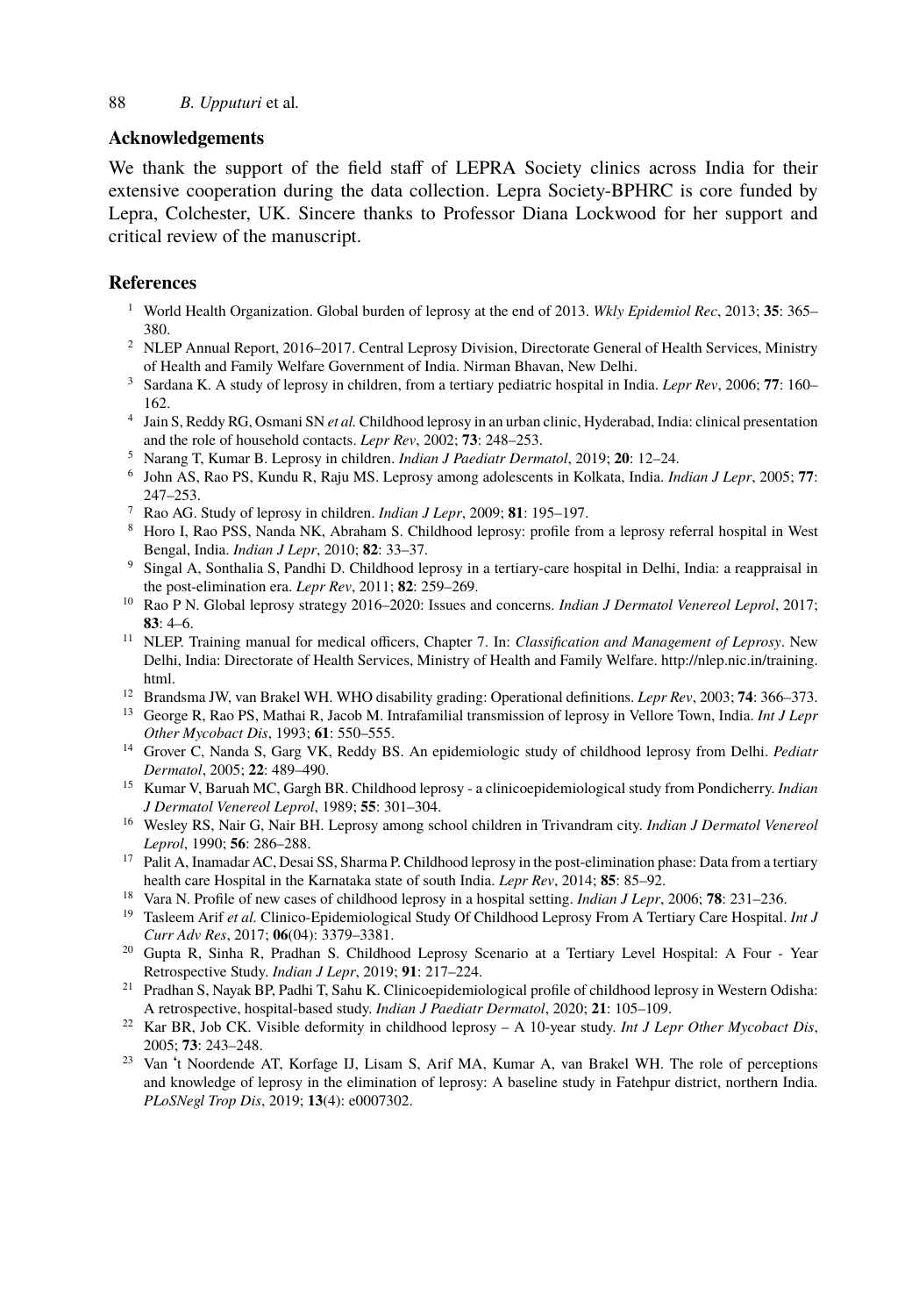## Acknowledgements

We thank the support of the field staff of LEPRA Society clinics across India for their extensive cooperation during the data collection. Lepra Society-BPHRC is core funded by Lepra, Colchester, UK. Sincere thanks to Professor Diana Lockwood for her support and critical review of the manuscript.

## References

1. World Health Organization. Global burden of leprosy at the end of 2013. *Wkly Epidemiol Rec*, 2013; **35**: 365–380.
2. NLEP Annual Report, 2016–2017. Central Leprosy Division, Directorate General of Health Services, Ministry of Health and Family Welfare Government of India. Nirman Bhavan, New Delhi.
3. Sardana K. A study of leprosy in children, from a tertiary pediatric hospital in India. *Lepr Rev*, 2006; **77**: 160–162.
4. Jain S, Reddy RG, Osmani SN *et al.* Childhood leprosy in an urban clinic, Hyderabad, India: clinical presentation and the role of household contacts. *Lepr Rev*, 2002; **73**: 248–253.
5. Narang T, Kumar B. Leprosy in children. *Indian J Paediatr Dermatol*, 2019; **20**: 12–24.
6. John AS, Rao PS, Kundu R, Raju MS. Leprosy among adolescents in Kolkata, India. *Indian J Lepr*, 2005; **77**: 247–253.
7. Rao AG. Study of leprosy in children. *Indian J Lepr*, 2009; **81**: 195–197.
8. Horo I, Rao PSS, Nanda NK, Abraham S. Childhood leprosy: profile from a leprosy referral hospital in West Bengal, India. *Indian J Lepr*, 2010; **82**: 33–37.
9. Singal A, Sonthalia S, Pandhi D. Childhood leprosy in a tertiary-care hospital in Delhi, India: a reappraisal in the post-elimination era. *Lepr Rev*, 2011; **82**: 259–269.
10. Rao P N. Global leprosy strategy 2016–2020: Issues and concerns. *Indian J Dermatol Venereol Leprol*, 2017; **83**: 4–6.
11. NLEP. Training manual for medical officers, Chapter 7. In: *Classification and Management of Leprosy*. New Delhi, India: Directorate of Health Services, Ministry of Health and Family Welfare. http://nlep.nic.in/training.html.
12. Brandsma JW, van Brakel WH. WHO disability grading: Operational definitions. *Lepr Rev*, 2003; **74**: 366–373.
13. George R, Rao PS, Mathai R, Jacob M. Intrafamilial transmission of leprosy in Vellore Town, India. *Int J Lepr Other Mycobact Dis*, 1993; **61**: 550–555.
14. Grover C, Nanda S, Garg VK, Reddy BS. An epidemiologic study of childhood leprosy from Delhi. *Pediatr Dermatol*, 2005; **22**: 489–490.
15. Kumar V, Baruah MC, Gargh BR. Childhood leprosy - a clinicoepidemiological study from Pondicherry. *Indian J Dermatol Venereol Leprol*, 1989; **55**: 301–304.
16. Wesley RS, Nair G, Nair BH. Leprosy among school children in Trivandram city. *Indian J Dermatol Venereol Leprol*, 1990; **56**: 286–288.
17. Palit A, Inamadar AC, Desai SS, Sharma P. Childhood leprosy in the post-elimination phase: Data from a tertiary health care Hospital in the Karnataka state of south India. *Lepr Rev*, 2014; **85**: 85–92.
18. Vara N. Profile of new cases of childhood leprosy in a hospital setting. *Indian J Lepr*, 2006; **78**: 231–236.
19. Tasleem Arif *et al.* Clinico-Epidemiological Study Of Childhood Leprosy From A Tertiary Care Hospital. *Int J Curr Adv Res*, 2017; **06**(04): 3379–3381.
20. Gupta R, Sinha R, Pradhan S. Childhood Leprosy Scenario at a Tertiary Level Hospital: A Four - Year Retrospective Study. *Indian J Lepr*, 2019; **91**: 217–224.
21. Pradhan S, Nayak BP, Padhi T, Sahu K. Clinicoepidemiological profile of childhood leprosy in Western Odisha: A retrospective, hospital-based study. *Indian J Paediatr Dermatol*, 2020; **21**: 105–109.
22. Kar BR, Job CK. Visible deformity in childhood leprosy – A 10-year study. *Int J Lepr Other Mycobact Dis*, 2005; **73**: 243–248.
23. Van 't Noordende AT, Korfage IJ, Lisam S, Arif MA, Kumar A, van Brakel WH. The role of perceptions and knowledge of leprosy in the elimination of leprosy: A baseline study in Fatehpur district, northern India. *PLoSNegl Trop Dis*, 2019; **13**(4): e0007302.